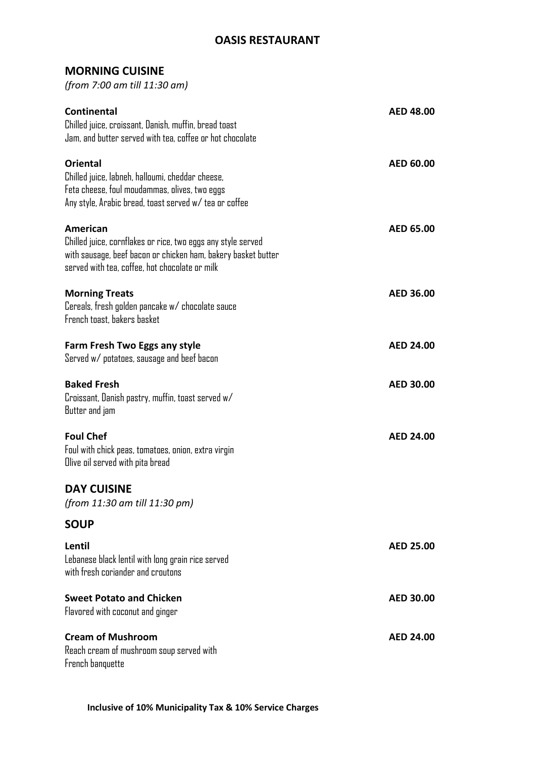# OASIS RESTAURANT

## MORNING CUISINE

*(from 7:00 am till 11:30 am)*

**Continental** — **AED 48.00**
Chilled juice, croissant, Danish, muffin, bread toast
Jam, and butter served with tea, coffee or hot chocolate

**Oriental** — **AED 60.00**
Chilled juice, labneh, halloumi, cheddar cheese,
Feta cheese, foul moudammas, olives, two eggs
Any style, Arabic bread, toast served w/ tea or coffee

**American** — **AED 65.00**
Chilled juice, cornflakes or rice, two eggs any style served
with sausage, beef bacon or chicken ham, bakery basket butter
served with tea, coffee, hot chocolate or milk

**Morning Treats** — **AED 36.00**
Cereals, fresh golden pancake w/ chocolate sauce
French toast, bakers basket

**Farm Fresh Two Eggs any style** — **AED 24.00**
Served w/ potatoes, sausage and beef bacon

**Baked Fresh** — **AED 30.00**
Croissant, Danish pastry, muffin, toast served w/
Butter and jam

**Foul Chef** — **AED 24.00**
Foul with chick peas, tomatoes, onion, extra virgin
Olive oil served with pita bread

## DAY CUISINE

*(from 11:30 am till 11:30 pm)*

## SOUP

**Lentil** — **AED 25.00**
Lebanese black lentil with long grain rice served
with fresh coriander and croutons

**Sweet Potato and Chicken** — **AED 30.00**
Flavored with coconut and ginger

**Cream of Mushroom** — **AED 24.00**
Reach cream of mushroom soup served with
French banquette

**Inclusive of 10% Municipality Tax & 10% Service Charges**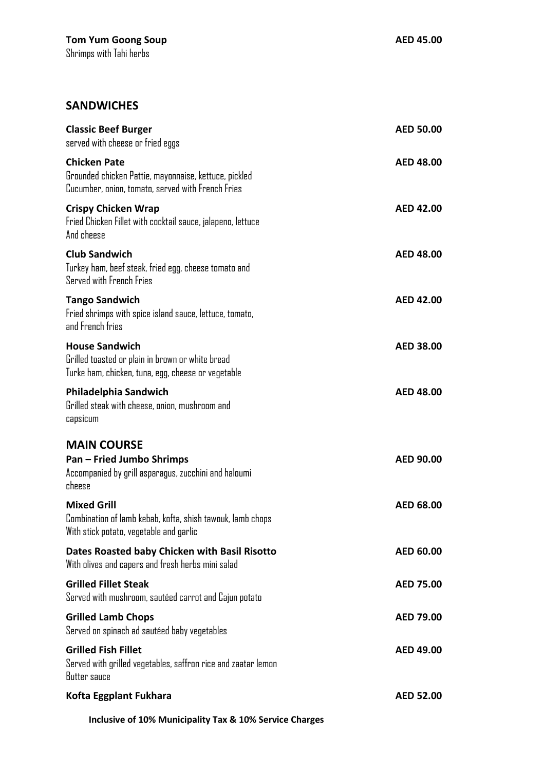**Tom Yum Goong Soup** AED 45.00
Shrimps with Tahi herbs

## SANDWICHES

**Classic Beef Burger** AED 50.00
served with cheese or fried eggs

**Chicken Pate** AED 48.00
Grounded chicken Pattie, mayonnaise, kettuce, pickled
Cucumber, onion, tomato, served with French Fries

**Crispy Chicken Wrap** AED 42.00
Fried Chicken Fillet with cocktail sauce, jalapeno, lettuce
And cheese

**Club Sandwich** AED 48.00
Turkey ham, beef steak, fried egg, cheese tomato and
Served with French Fries

**Tango Sandwich** AED 42.00
Fried shrimps with spice island sauce, lettuce, tomato,
and French fries

**House Sandwich** AED 38.00
Grilled toasted or plain in brown or white bread
Turke ham, chicken, tuna, egg, cheese or vegetable

**Philadelphia Sandwich** AED 48.00
Grilled steak with cheese, onion, mushroom and
capsicum

## MAIN COURSE

**Pan – Fried Jumbo Shrimps** AED 90.00
Accompanied by grill asparagus, zucchini and haloumi
cheese

**Mixed Grill** AED 68.00
Combination of lamb kebab, kofta, shish tawouk, lamb chops
With stick potato, vegetable and garlic

**Dates Roasted baby Chicken with Basil Risotto** AED 60.00
With olives and capers and fresh herbs mini salad

**Grilled Fillet Steak** AED 75.00
Served with mushroom, sautéed carrot and Cajun potato

**Grilled Lamb Chops** AED 79.00
Served on spinach ad sautéed baby vegetables

**Grilled Fish Fillet** AED 49.00
Served with grilled vegetables, saffron rice and zaatar lemon
Butter sauce

**Kofta Eggplant Fukhara** AED 52.00

**Inclusive of 10% Municipality Tax & 10% Service Charges**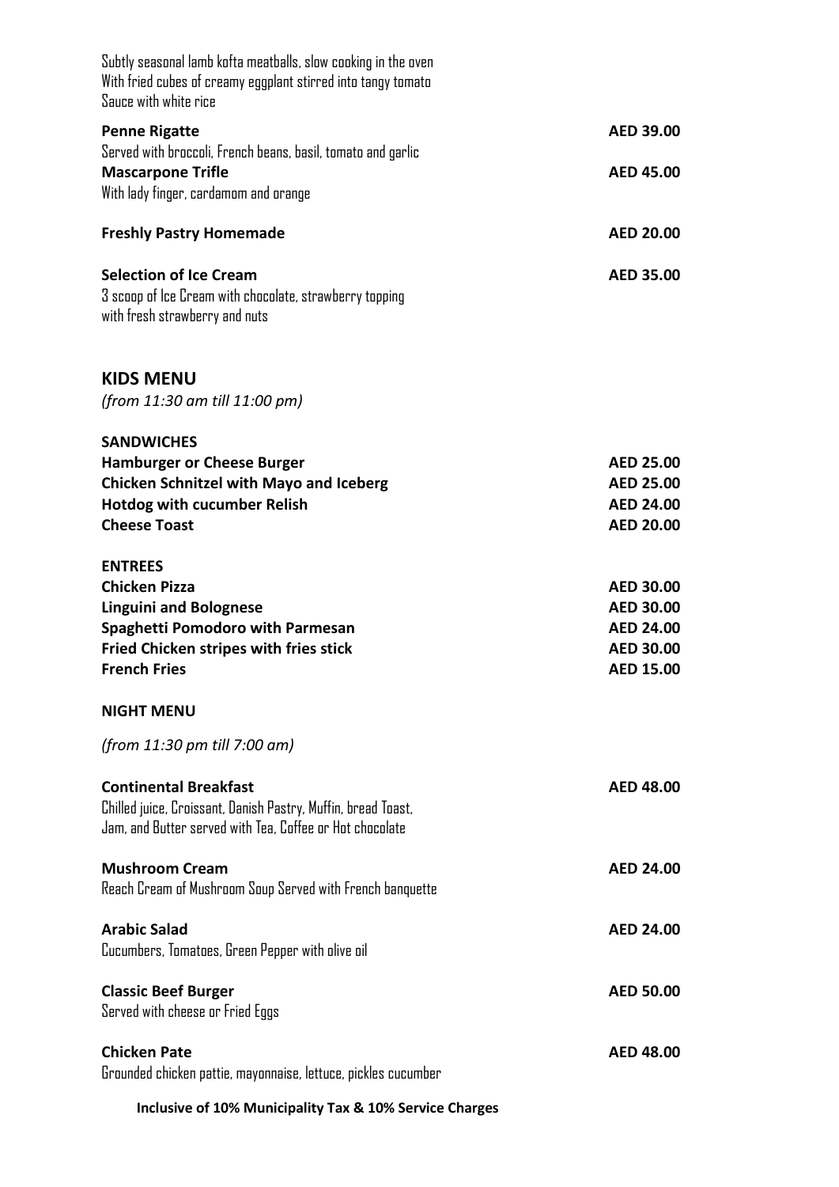Subtly seasonal lamb kofta meatballs, slow cooking in the oven
With fried cubes of creamy eggplant stirred into tangy tomato
Sauce with white rice

**Penne Rigatte** — **AED 39.00**
Served with broccoli, French beans, basil, tomato and garlic

**Mascarpone Trifle** — **AED 45.00**
With lady finger, cardamom and orange

**Freshly Pastry Homemade** — **AED 20.00**

**Selection of Ice Cream** — **AED 35.00**
3 scoop of Ice Cream with chocolate, strawberry topping
with fresh strawberry and nuts

## KIDS MENU

*(from 11:30 am till 11:00 pm)*

**SANDWICHES**

| Item | Price |
|---|---|
| **Hamburger or Cheese Burger** | **AED 25.00** |
| **Chicken Schnitzel with Mayo and Iceberg** | **AED 25.00** |
| **Hotdog with cucumber Relish** | **AED 24.00** |
| **Cheese Toast** | **AED 20.00** |

**ENTREES**

| Item | Price |
|---|---|
| **Chicken Pizza** | **AED 30.00** |
| **Linguini and Bolognese** | **AED 30.00** |
| **Spaghetti Pomodoro with Parmesan** | **AED 24.00** |
| **Fried Chicken stripes with fries stick** | **AED 30.00** |
| **French Fries** | **AED 15.00** |

**NIGHT MENU**

*(from 11:30 pm till 7:00 am)*

**Continental Breakfast** — **AED 48.00**
Chilled juice, Croissant, Danish Pastry, Muffin, bread Toast,
Jam, and Butter served with Tea, Coffee or Hot chocolate

**Mushroom Cream** — **AED 24.00**
Reach Cream of Mushroom Soup Served with French banquette

**Arabic Salad** — **AED 24.00**
Cucumbers, Tomatoes, Green Pepper with olive oil

**Classic Beef Burger** — **AED 50.00**
Served with cheese or Fried Eggs

**Chicken Pate** — **AED 48.00**
Grounded chicken pattie, mayonnaise, lettuce, pickles cucumber

**Inclusive of 10% Municipality Tax & 10% Service Charges**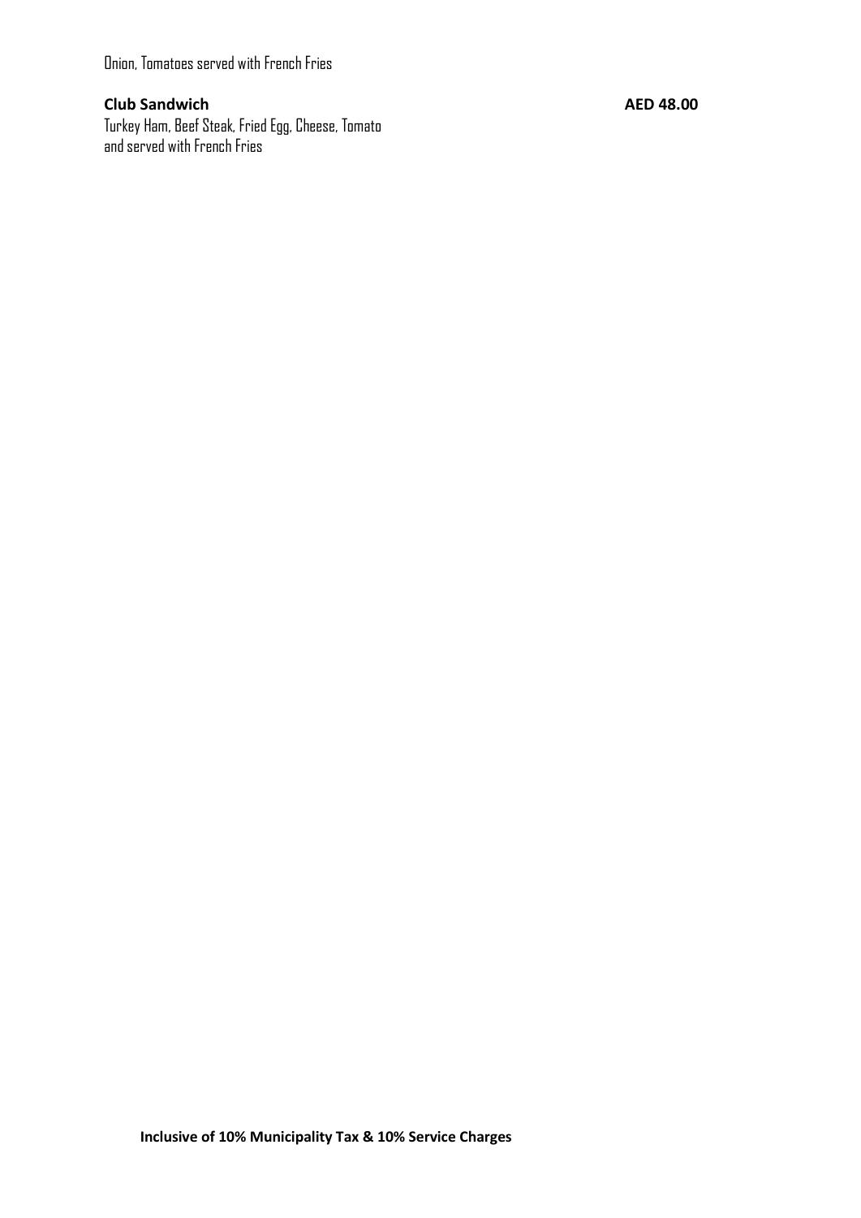Onion, Tomatoes served with French Fries

**Club Sandwich** **AED 48.00**

Turkey Ham, Beef Steak, Fried Egg, Cheese, Tomato
and served with French Fries

**Inclusive of 10% Municipality Tax & 10% Service Charges**